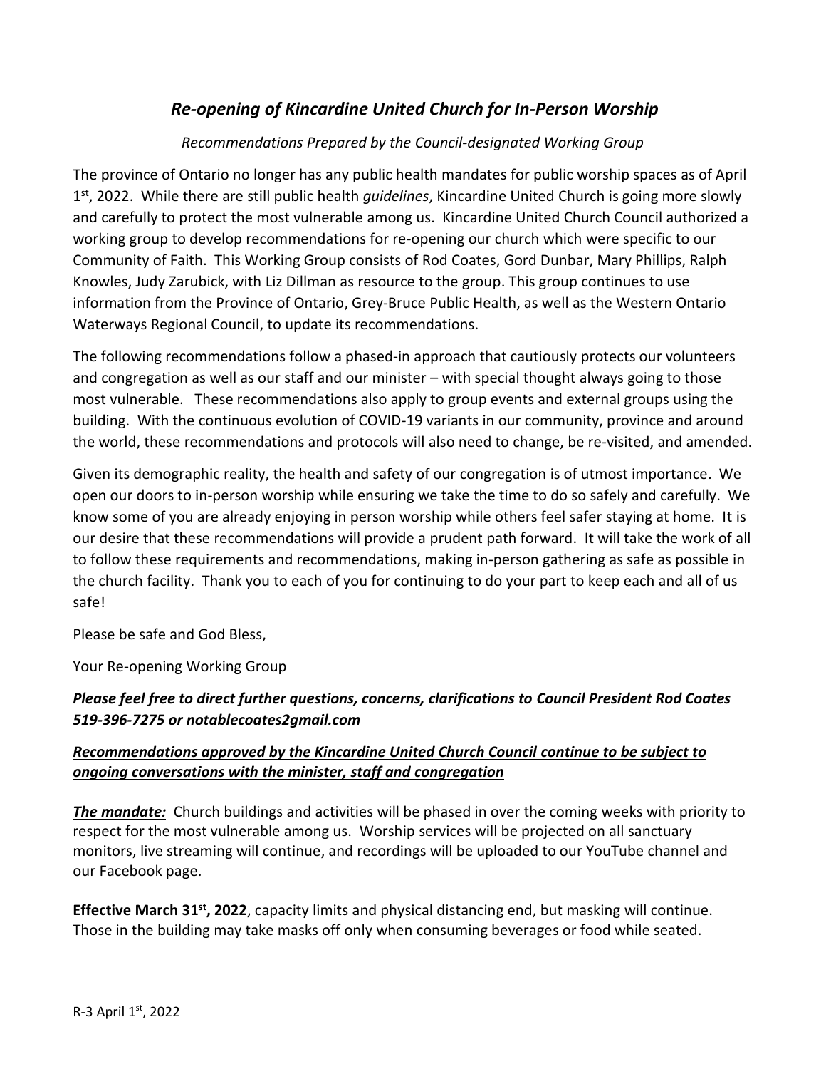# *Re-opening of Kincardine United Church for In-Person Worship*

*Recommendations Prepared by the Council-designated Working Group*

The province of Ontario no longer has any public health mandates for public worship spaces as of April 1st, 2022. While there are still public health *guidelines*, Kincardine United Church is going more slowly and carefully to protect the most vulnerable among us. Kincardine United Church Council authorized a working group to develop recommendations for re-opening our church which were specific to our Community of Faith. This Working Group consists of Rod Coates, Gord Dunbar, Mary Phillips, Ralph Knowles, Judy Zarubick, with Liz Dillman as resource to the group. This group continues to use information from the Province of Ontario, Grey-Bruce Public Health, as well as the Western Ontario Waterways Regional Council, to update its recommendations.

The following recommendations follow a phased-in approach that cautiously protects our volunteers and congregation as well as our staff and our minister – with special thought always going to those most vulnerable. These recommendations also apply to group events and external groups using the building. With the continuous evolution of COVID-19 variants in our community, province and around the world, these recommendations and protocols will also need to change, be re-visited, and amended.

Given its demographic reality, the health and safety of our congregation is of utmost importance. We open our doors to in-person worship while ensuring we take the time to do so safely and carefully. We know some of you are already enjoying in person worship while others feel safer staying at home. It is our desire that these recommendations will provide a prudent path forward. It will take the work of all to follow these requirements and recommendations, making in-person gathering as safe as possible in the church facility. Thank you to each of you for continuing to do your part to keep each and all of us safe!

Please be safe and God Bless,

Your Re-opening Working Group

***Please feel free to direct further questions, concerns, clarifications to Council President Rod Coates 519-396-7275 or notablecoates2gmail.com***

***Recommendations approved by the Kincardine United Church Council continue to be subject to ongoing conversations with the minister, staff and congregation***

***The mandate:*** Church buildings and activities will be phased in over the coming weeks with priority to respect for the most vulnerable among us. Worship services will be projected on all sanctuary monitors, live streaming will continue, and recordings will be uploaded to our YouTube channel and our Facebook page.

**Effective March 31st, 2022**, capacity limits and physical distancing end, but masking will continue. Those in the building may take masks off only when consuming beverages or food while seated.

R-3 April 1st, 2022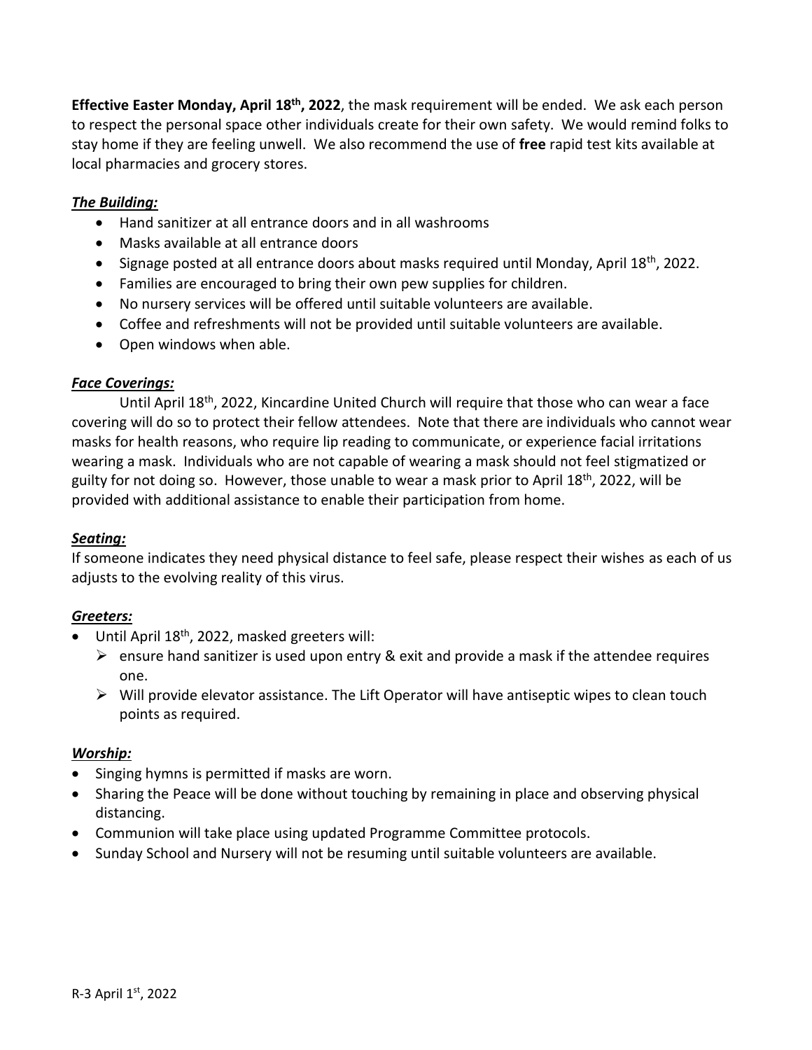**Effective Easter Monday, April 18th, 2022**, the mask requirement will be ended. We ask each person to respect the personal space other individuals create for their own safety. We would remind folks to stay home if they are feeling unwell. We also recommend the use of **free** rapid test kits available at local pharmacies and grocery stores.

***The Building:***

- Hand sanitizer at all entrance doors and in all washrooms
- Masks available at all entrance doors
- Signage posted at all entrance doors about masks required until Monday, April 18th, 2022.
- Families are encouraged to bring their own pew supplies for children.
- No nursery services will be offered until suitable volunteers are available.
- Coffee and refreshments will not be provided until suitable volunteers are available.
- Open windows when able.

***Face Coverings:***

Until April 18th, 2022, Kincardine United Church will require that those who can wear a face covering will do so to protect their fellow attendees. Note that there are individuals who cannot wear masks for health reasons, who require lip reading to communicate, or experience facial irritations wearing a mask. Individuals who are not capable of wearing a mask should not feel stigmatized or guilty for not doing so. However, those unable to wear a mask prior to April 18th, 2022, will be provided with additional assistance to enable their participation from home.

***Seating:***

If someone indicates they need physical distance to feel safe, please respect their wishes as each of us adjusts to the evolving reality of this virus.

***Greeters:***

- Until April 18th, 2022, masked greeters will:
  - ensure hand sanitizer is used upon entry & exit and provide a mask if the attendee requires one.
  - Will provide elevator assistance. The Lift Operator will have antiseptic wipes to clean touch points as required.

***Worship:***

- Singing hymns is permitted if masks are worn.
- Sharing the Peace will be done without touching by remaining in place and observing physical distancing.
- Communion will take place using updated Programme Committee protocols.
- Sunday School and Nursery will not be resuming until suitable volunteers are available.

R-3 April 1st, 2022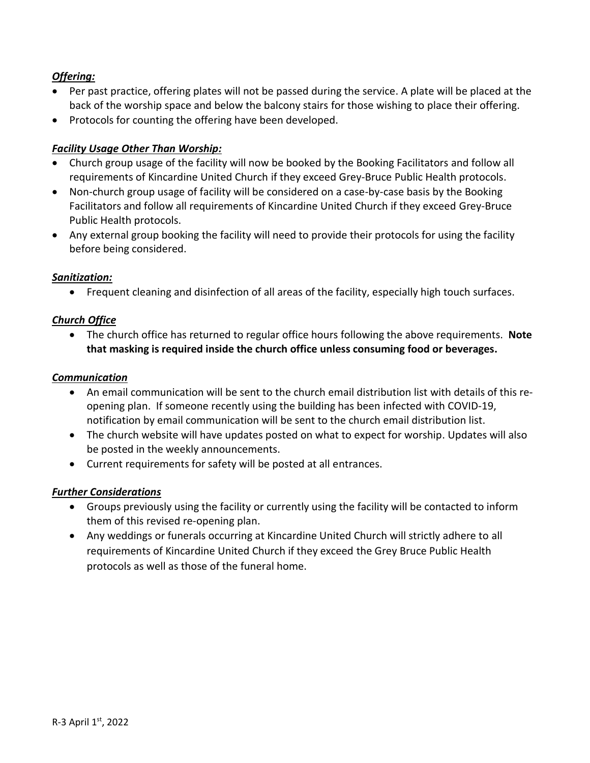***Offering:***

- Per past practice, offering plates will not be passed during the service. A plate will be placed at the back of the worship space and below the balcony stairs for those wishing to place their offering.
- Protocols for counting the offering have been developed.

***Facility Usage Other Than Worship:***

- Church group usage of the facility will now be booked by the Booking Facilitators and follow all requirements of Kincardine United Church if they exceed Grey-Bruce Public Health protocols.
- Non-church group usage of facility will be considered on a case-by-case basis by the Booking Facilitators and follow all requirements of Kincardine United Church if they exceed Grey-Bruce Public Health protocols.
- Any external group booking the facility will need to provide their protocols for using the facility before being considered.

***Sanitization:***

- Frequent cleaning and disinfection of all areas of the facility, especially high touch surfaces.

***Church Office***

- The church office has returned to regular office hours following the above requirements. **Note that masking is required inside the church office unless consuming food or beverages.**

***Communication***

- An email communication will be sent to the church email distribution list with details of this re-opening plan. If someone recently using the building has been infected with COVID-19, notification by email communication will be sent to the church email distribution list.
- The church website will have updates posted on what to expect for worship. Updates will also be posted in the weekly announcements.
- Current requirements for safety will be posted at all entrances.

***Further Considerations***

- Groups previously using the facility or currently using the facility will be contacted to inform them of this revised re-opening plan.
- Any weddings or funerals occurring at Kincardine United Church will strictly adhere to all requirements of Kincardine United Church if they exceed the Grey Bruce Public Health protocols as well as those of the funeral home.

R-3 April 1st, 2022